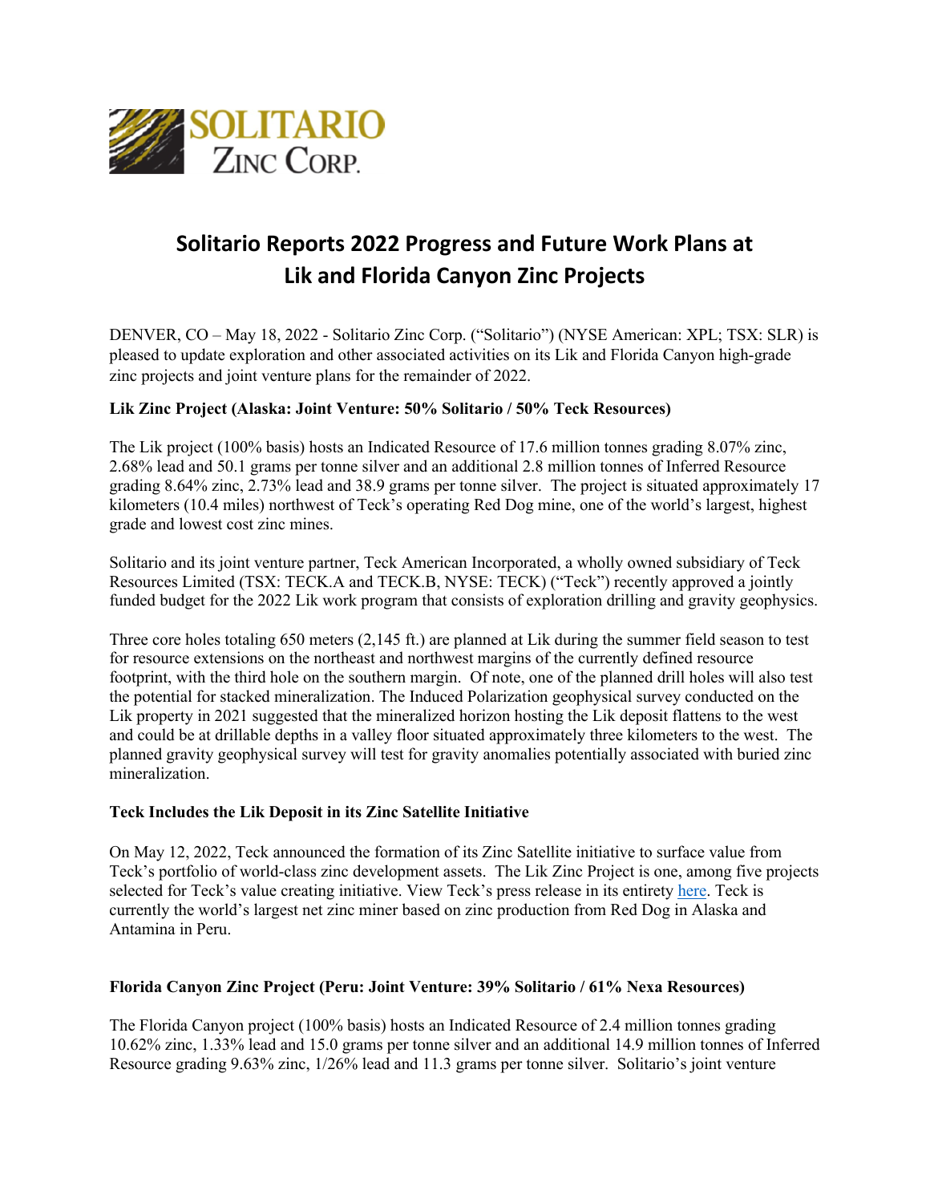SOLITARIO ZINC CORP.

# Solitario Reports 2022 Progress and Future Work Plans at Lik and Florida Canyon Zinc Projects

DENVER, CO – May 18, 2022 - Solitario Zinc Corp. ("Solitario") (NYSE American: XPL; TSX: SLR) is pleased to update exploration and other associated activities on its Lik and Florida Canyon high-grade zinc projects and joint venture plans for the remainder of 2022.

**Lik Zinc Project (Alaska: Joint Venture: 50% Solitario / 50% Teck Resources)**

The Lik project (100% basis) hosts an Indicated Resource of 17.6 million tonnes grading 8.07% zinc, 2.68% lead and 50.1 grams per tonne silver and an additional 2.8 million tonnes of Inferred Resource grading 8.64% zinc, 2.73% lead and 38.9 grams per tonne silver. The project is situated approximately 17 kilometers (10.4 miles) northwest of Teck's operating Red Dog mine, one of the world's largest, highest grade and lowest cost zinc mines.

Solitario and its joint venture partner, Teck American Incorporated, a wholly owned subsidiary of Teck Resources Limited (TSX: TECK.A and TECK.B, NYSE: TECK) ("Teck") recently approved a jointly funded budget for the 2022 Lik work program that consists of exploration drilling and gravity geophysics.

Three core holes totaling 650 meters (2,145 ft.) are planned at Lik during the summer field season to test for resource extensions on the northeast and northwest margins of the currently defined resource footprint, with the third hole on the southern margin. Of note, one of the planned drill holes will also test the potential for stacked mineralization. The Induced Polarization geophysical survey conducted on the Lik property in 2021 suggested that the mineralized horizon hosting the Lik deposit flattens to the west and could be at drillable depths in a valley floor situated approximately three kilometers to the west. The planned gravity geophysical survey will test for gravity anomalies potentially associated with buried zinc mineralization.

**Teck Includes the Lik Deposit in its Zinc Satellite Initiative**

On May 12, 2022, Teck announced the formation of its Zinc Satellite initiative to surface value from Teck's portfolio of world-class zinc development assets. The Lik Zinc Project is one, among five projects selected for Teck's value creating initiative. View Teck's press release in its entirety here. Teck is currently the world's largest net zinc miner based on zinc production from Red Dog in Alaska and Antamina in Peru.

**Florida Canyon Zinc Project (Peru: Joint Venture: 39% Solitario / 61% Nexa Resources)**

The Florida Canyon project (100% basis) hosts an Indicated Resource of 2.4 million tonnes grading 10.62% zinc, 1.33% lead and 15.0 grams per tonne silver and an additional 14.9 million tonnes of Inferred Resource grading 9.63% zinc, 1/26% lead and 11.3 grams per tonne silver. Solitario's joint venture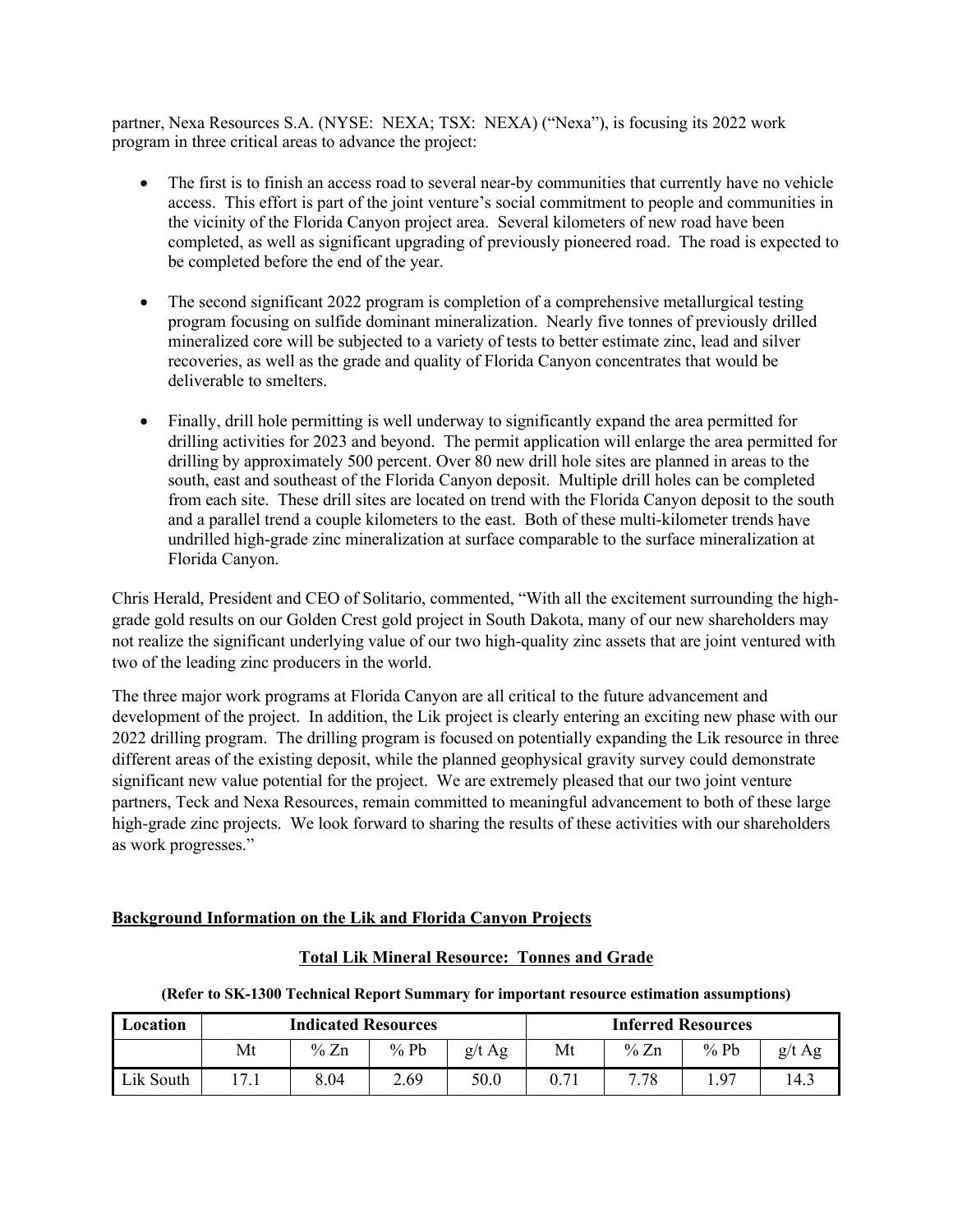partner, Nexa Resources S.A. (NYSE: NEXA; TSX: NEXA) ("Nexa"), is focusing its 2022 work program in three critical areas to advance the project:

- The first is to finish an access road to several near-by communities that currently have no vehicle access. This effort is part of the joint venture's social commitment to people and communities in the vicinity of the Florida Canyon project area. Several kilometers of new road have been completed, as well as significant upgrading of previously pioneered road. The road is expected to be completed before the end of the year.

- The second significant 2022 program is completion of a comprehensive metallurgical testing program focusing on sulfide dominant mineralization. Nearly five tonnes of previously drilled mineralized core will be subjected to a variety of tests to better estimate zinc, lead and silver recoveries, as well as the grade and quality of Florida Canyon concentrates that would be deliverable to smelters.

- Finally, drill hole permitting is well underway to significantly expand the area permitted for drilling activities for 2023 and beyond. The permit application will enlarge the area permitted for drilling by approximately 500 percent. Over 80 new drill hole sites are planned in areas to the south, east and southeast of the Florida Canyon deposit. Multiple drill holes can be completed from each site. These drill sites are located on trend with the Florida Canyon deposit to the south and a parallel trend a couple kilometers to the east. Both of these multi-kilometer trends have undrilled high-grade zinc mineralization at surface comparable to the surface mineralization at Florida Canyon.

Chris Herald, President and CEO of Solitario, commented, "With all the excitement surrounding the high-grade gold results on our Golden Crest gold project in South Dakota, many of our new shareholders may not realize the significant underlying value of our two high-quality zinc assets that are joint ventured with two of the leading zinc producers in the world.

The three major work programs at Florida Canyon are all critical to the future advancement and development of the project. In addition, the Lik project is clearly entering an exciting new phase with our 2022 drilling program. The drilling program is focused on potentially expanding the Lik resource in three different areas of the existing deposit, while the planned geophysical gravity survey could demonstrate significant new value potential for the project. We are extremely pleased that our two joint venture partners, Teck and Nexa Resources, remain committed to meaningful advancement to both of these large high-grade zinc projects. We look forward to sharing the results of these activities with our shareholders as work progresses."

## Background Information on the Lik and Florida Canyon Projects

### Total Lik Mineral Resource: Tonnes and Grade

**(Refer to SK-1300 Technical Report Summary for important resource estimation assumptions)**

| Location | Indicated Resources | | | | Inferred Resources | | | |
|---|---|---|---|---|---|---|---|---|
| | Mt | % Zn | % Pb | g/t Ag | Mt | % Zn | % Pb | g/t Ag |
| Lik South | 17.1 | 8.04 | 2.69 | 50.0 | 0.71 | 7.78 | 1.97 | 14.3 |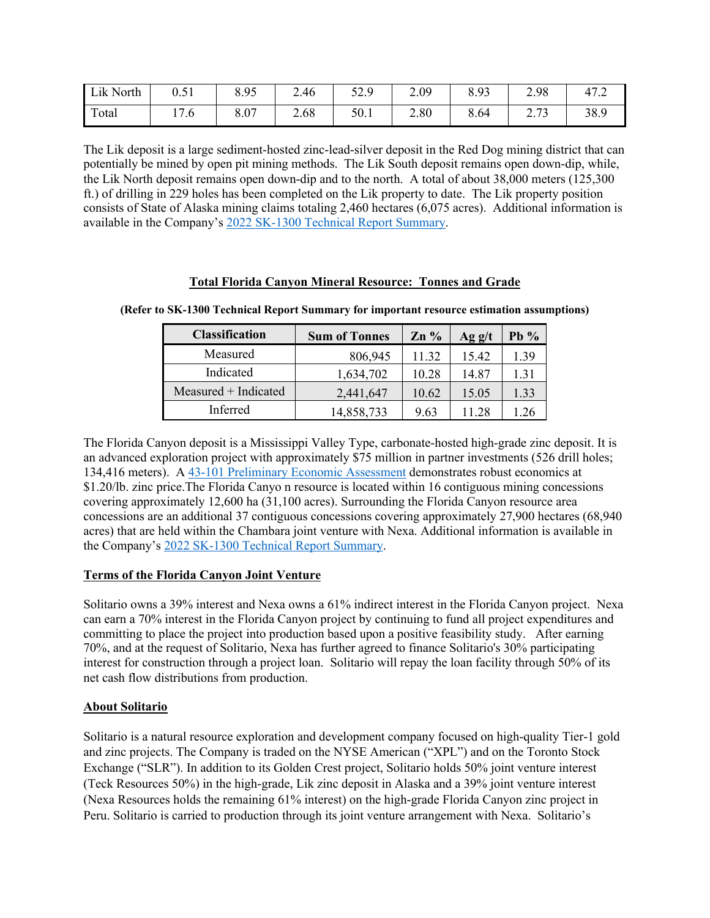| Lik North | 0.51 | 8.95 | 2.46 | 52.9 | 2.09 | 8.93 | 2.98 | 47.2 |
|---|---|---|---|---|---|---|---|---|
| Total | 17.6 | 8.07 | 2.68 | 50.1 | 2.80 | 8.64 | 2.73 | 38.9 |

The Lik deposit is a large sediment-hosted zinc-lead-silver deposit in the Red Dog mining district that can potentially be mined by open pit mining methods. The Lik South deposit remains open down-dip, while, the Lik North deposit remains open down-dip and to the north. A total of about 38,000 meters (125,300 ft.) of drilling in 229 holes has been completed on the Lik property to date. The Lik property position consists of State of Alaska mining claims totaling 2,460 hectares (6,075 acres). Additional information is available in the Company's 2022 SK-1300 Technical Report Summary.

**Total Florida Canyon Mineral Resource: Tonnes and Grade**

**(Refer to SK-1300 Technical Report Summary for important resource estimation assumptions)**

| Classification | Sum of Tonnes | Zn % | Ag g/t | Pb % |
|---|---|---|---|---|
| Measured | 806,945 | 11.32 | 15.42 | 1.39 |
| Indicated | 1,634,702 | 10.28 | 14.87 | 1.31 |
| Measured + Indicated | 2,441,647 | 10.62 | 15.05 | 1.33 |
| Inferred | 14,858,733 | 9.63 | 11.28 | 1.26 |

The Florida Canyon deposit is a Mississippi Valley Type, carbonate-hosted high-grade zinc deposit. It is an advanced exploration project with approximately $75 million in partner investments (526 drill holes; 134,416 meters). A 43-101 Preliminary Economic Assessment demonstrates robust economics at $1.20/lb. zinc price.The Florida Canyo n resource is located within 16 contiguous mining concessions covering approximately 12,600 ha (31,100 acres). Surrounding the Florida Canyon resource area concessions are an additional 37 contiguous concessions covering approximately 27,900 hectares (68,940 acres) that are held within the Chambara joint venture with Nexa. Additional information is available in the Company's 2022 SK-1300 Technical Report Summary.

**Terms of the Florida Canyon Joint Venture**

Solitario owns a 39% interest and Nexa owns a 61% indirect interest in the Florida Canyon project. Nexa can earn a 70% interest in the Florida Canyon project by continuing to fund all project expenditures and committing to place the project into production based upon a positive feasibility study. After earning 70%, and at the request of Solitario, Nexa has further agreed to finance Solitario's 30% participating interest for construction through a project loan. Solitario will repay the loan facility through 50% of its net cash flow distributions from production.

**About Solitario**

Solitario is a natural resource exploration and development company focused on high-quality Tier-1 gold and zinc projects. The Company is traded on the NYSE American ("XPL") and on the Toronto Stock Exchange ("SLR"). In addition to its Golden Crest project, Solitario holds 50% joint venture interest (Teck Resources 50%) in the high-grade, Lik zinc deposit in Alaska and a 39% joint venture interest (Nexa Resources holds the remaining 61% interest) on the high-grade Florida Canyon zinc project in Peru. Solitario is carried to production through its joint venture arrangement with Nexa. Solitario's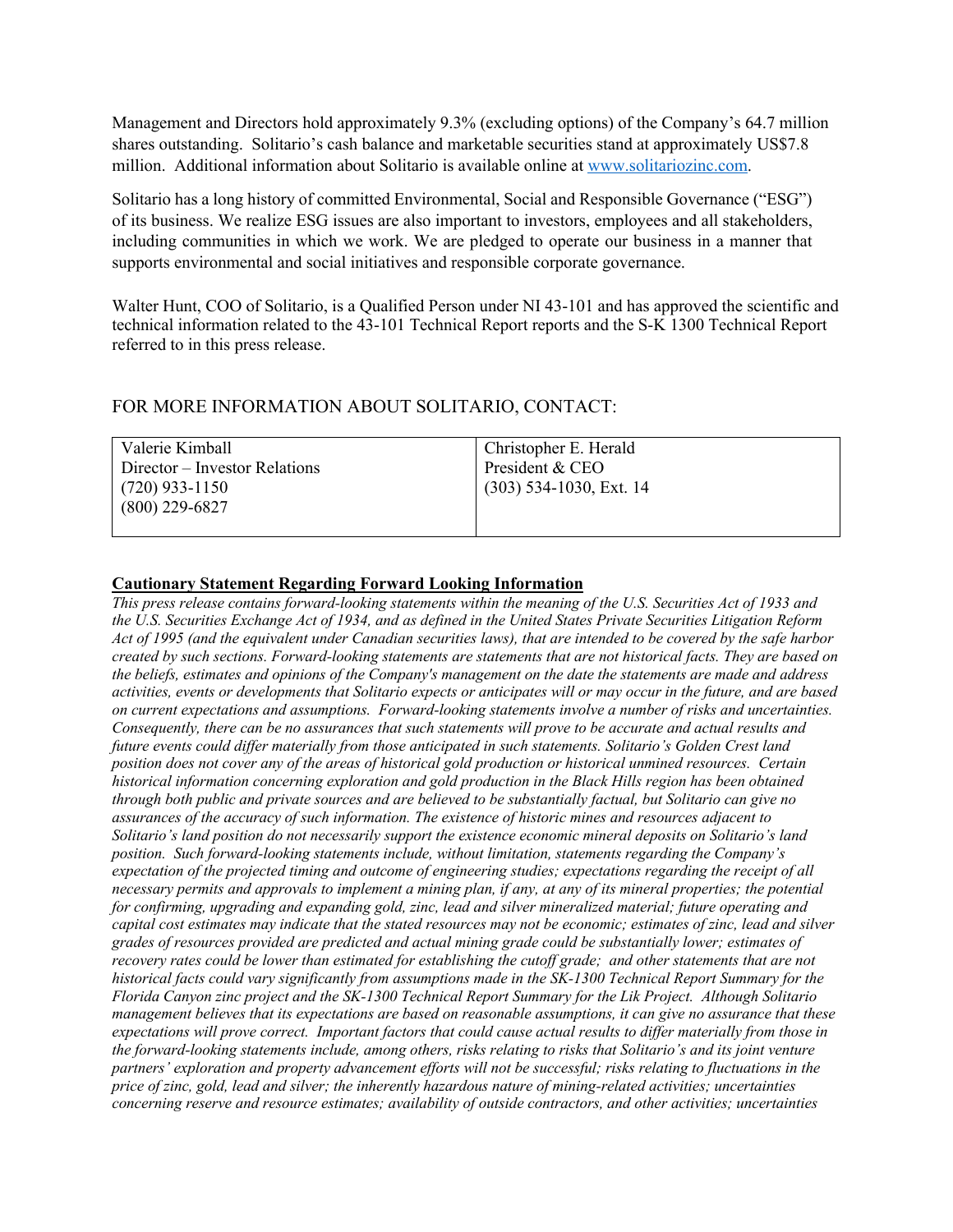Management and Directors hold approximately 9.3% (excluding options) of the Company's 64.7 million shares outstanding. Solitario's cash balance and marketable securities stand at approximately US$7.8 million. Additional information about Solitario is available online at [www.solitariozinc.com](www.solitariozinc.com).

Solitario has a long history of committed Environmental, Social and Responsible Governance ("ESG") of its business. We realize ESG issues are also important to investors, employees and all stakeholders, including communities in which we work. We are pledged to operate our business in a manner that supports environmental and social initiatives and responsible corporate governance.

Walter Hunt, COO of Solitario, is a Qualified Person under NI 43-101 and has approved the scientific and technical information related to the 43-101 Technical Report reports and the S-K 1300 Technical Report referred to in this press release.

## FOR MORE INFORMATION ABOUT SOLITARIO, CONTACT:

| Valerie Kimball<br>Director – Investor Relations<br>(720) 933-1150<br>(800) 229-6827 | Christopher E. Herald<br>President & CEO<br>(303) 534-1030, Ext. 14 |
|---|---|

**Cautionary Statement Regarding Forward Looking Information**

*This press release contains forward-looking statements within the meaning of the U.S. Securities Act of 1933 and the U.S. Securities Exchange Act of 1934, and as defined in the United States Private Securities Litigation Reform Act of 1995 (and the equivalent under Canadian securities laws), that are intended to be covered by the safe harbor created by such sections. Forward-looking statements are statements that are not historical facts. They are based on the beliefs, estimates and opinions of the Company's management on the date the statements are made and address activities, events or developments that Solitario expects or anticipates will or may occur in the future, and are based on current expectations and assumptions. Forward-looking statements involve a number of risks and uncertainties. Consequently, there can be no assurances that such statements will prove to be accurate and actual results and future events could differ materially from those anticipated in such statements. Solitario's Golden Crest land position does not cover any of the areas of historical gold production or historical unmined resources. Certain historical information concerning exploration and gold production in the Black Hills region has been obtained through both public and private sources and are believed to be substantially factual, but Solitario can give no assurances of the accuracy of such information. The existence of historic mines and resources adjacent to Solitario's land position do not necessarily support the existence economic mineral deposits on Solitario's land position. Such forward-looking statements include, without limitation, statements regarding the Company's expectation of the projected timing and outcome of engineering studies; expectations regarding the receipt of all necessary permits and approvals to implement a mining plan, if any, at any of its mineral properties; the potential for confirming, upgrading and expanding gold, zinc, lead and silver mineralized material; future operating and capital cost estimates may indicate that the stated resources may not be economic; estimates of zinc, lead and silver grades of resources provided are predicted and actual mining grade could be substantially lower; estimates of recovery rates could be lower than estimated for establishing the cutoff grade; and other statements that are not historical facts could vary significantly from assumptions made in the SK-1300 Technical Report Summary for the Florida Canyon zinc project and the SK-1300 Technical Report Summary for the Lik Project. Although Solitario management believes that its expectations are based on reasonable assumptions, it can give no assurance that these expectations will prove correct. Important factors that could cause actual results to differ materially from those in the forward-looking statements include, among others, risks relating to risks that Solitario's and its joint venture partners' exploration and property advancement efforts will not be successful; risks relating to fluctuations in the price of zinc, gold, lead and silver; the inherently hazardous nature of mining-related activities; uncertainties concerning reserve and resource estimates; availability of outside contractors, and other activities; uncertainties*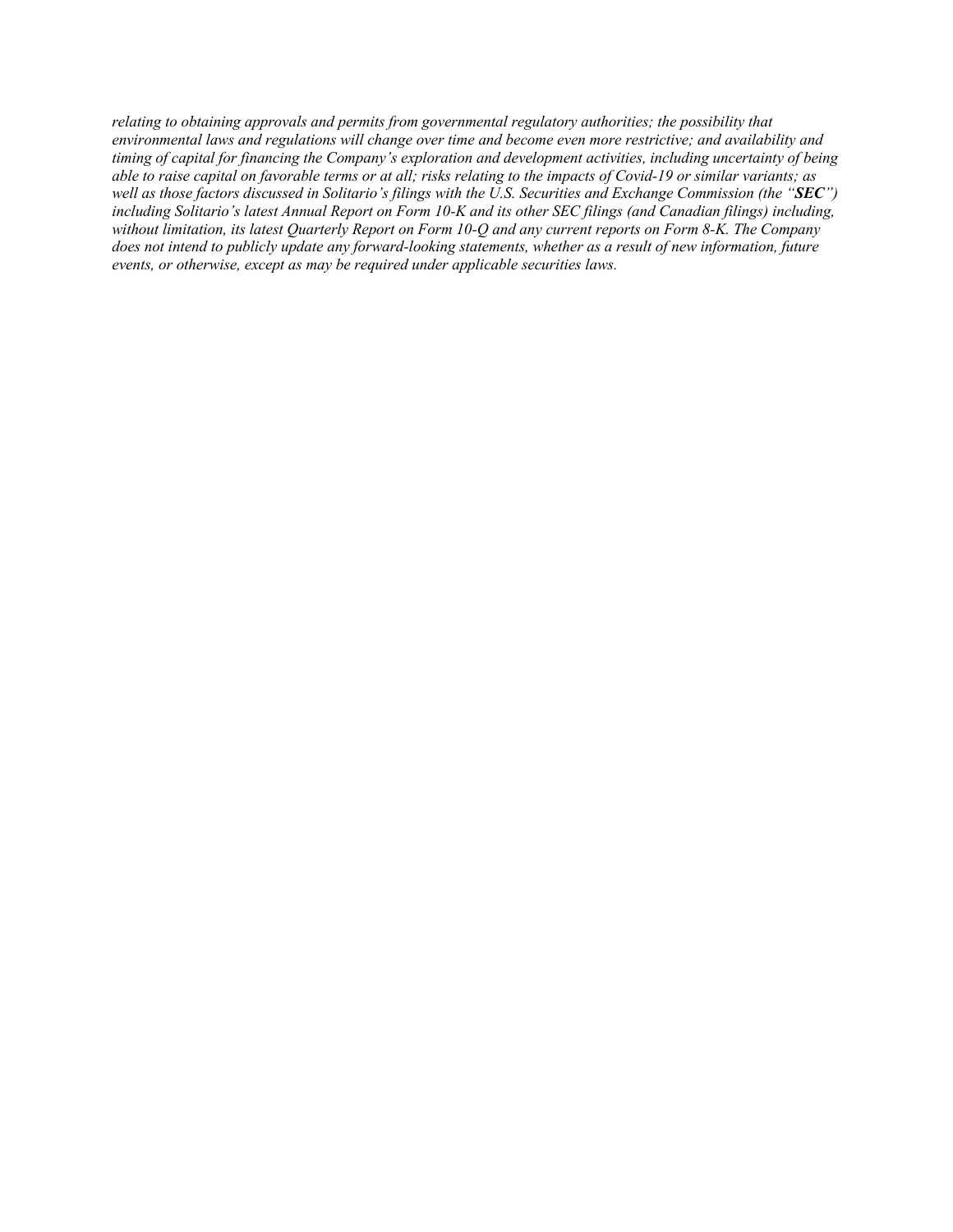*relating to obtaining approvals and permits from governmental regulatory authorities; the possibility that environmental laws and regulations will change over time and become even more restrictive; and availability and timing of capital for financing the Company's exploration and development activities, including uncertainty of being able to raise capital on favorable terms or at all; risks relating to the impacts of Covid-19 or similar variants; as well as those factors discussed in Solitario's filings with the U.S. Securities and Exchange Commission (the "**SEC**") including Solitario's latest Annual Report on Form 10-K and its other SEC filings (and Canadian filings) including, without limitation, its latest Quarterly Report on Form 10-Q and any current reports on Form 8-K. The Company does not intend to publicly update any forward-looking statements, whether as a result of new information, future events, or otherwise, except as may be required under applicable securities laws.*